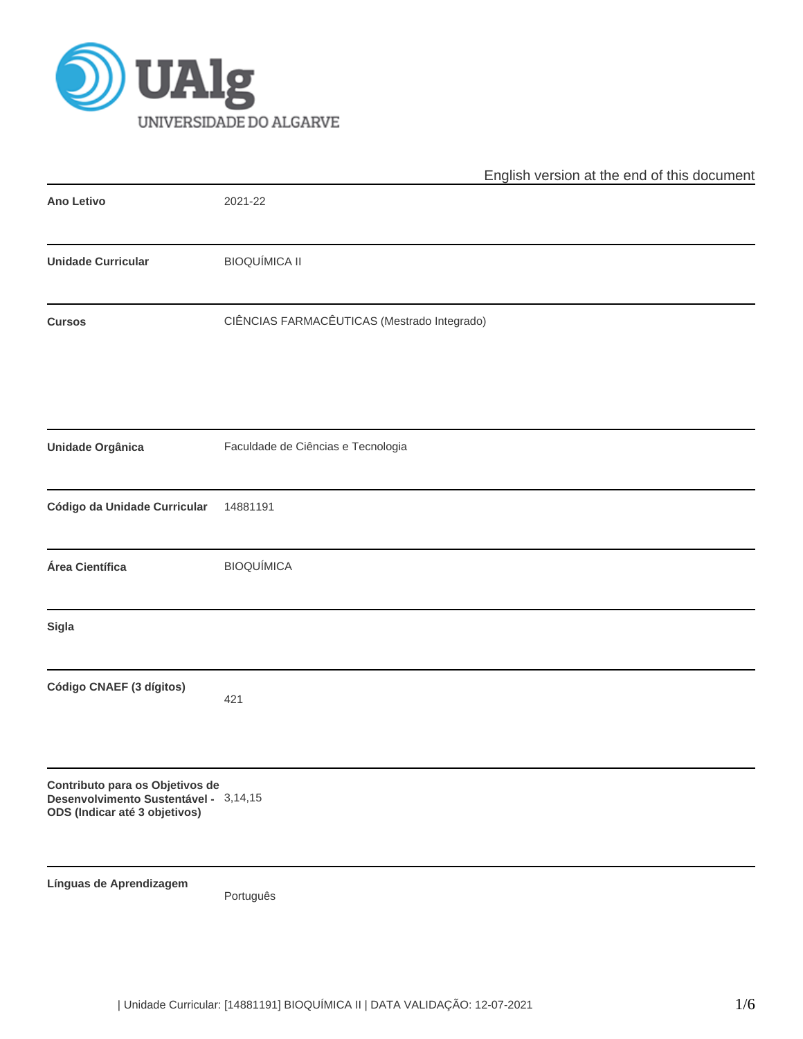UNIVERSIDADE DO ALGARVE

English version at the end of this document

| | |
|---|---|
| **Ano Letivo** | 2021-22 |
| **Unidade Curricular** | BIOQUÍMICA II |
| **Cursos** | CIÊNCIAS FARMACÊUTICAS (Mestrado Integrado) |
| **Unidade Orgânica** | Faculdade de Ciências e Tecnologia |
| **Código da Unidade Curricular** | 14881191 |
| **Área Científica** | BIOQUÍMICA |
| **Sigla** | |
| **Código CNAEF (3 dígitos)** | 421 |
| **Contributo para os Objetivos de Desenvolvimento Sustentável - ODS (Indicar até 3 objetivos)** | 3,14,15 |
| **Línguas de Aprendizagem** | Português |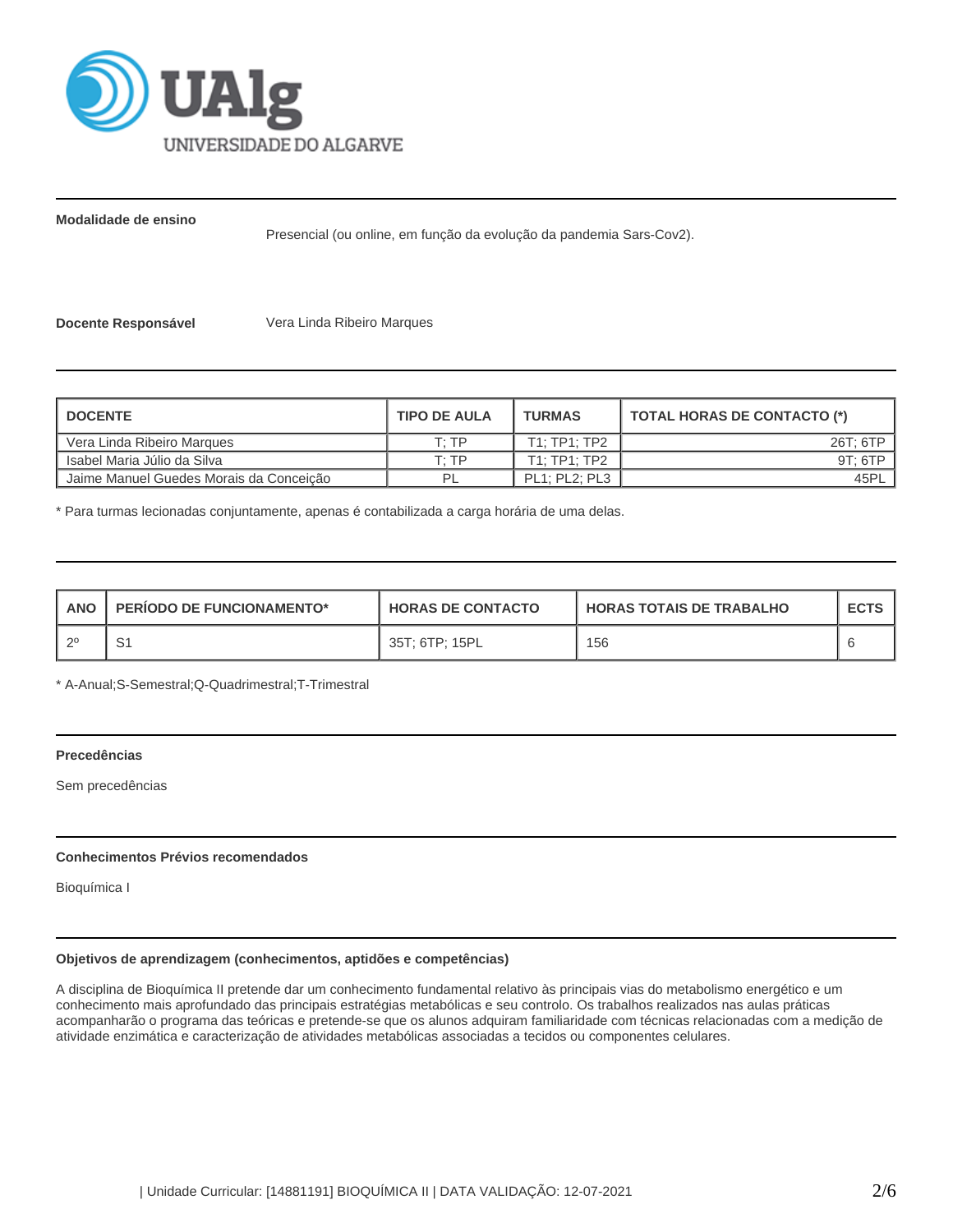**Modalidade de ensino**

Presencial (ou online, em função da evolução da pandemia Sars-Cov2).

**Docente Responsável** Vera Linda Ribeiro Marques

| DOCENTE | TIPO DE AULA | TURMAS | TOTAL HORAS DE CONTACTO (*) |
|---|---|---|---|
| Vera Linda Ribeiro Marques | T; TP | T1; TP1; TP2 | 26T; 6TP |
| Isabel Maria Júlio da Silva | T; TP | T1; TP1; TP2 | 9T; 6TP |
| Jaime Manuel Guedes Morais da Conceição | PL | PL1; PL2; PL3 | 45PL |

* Para turmas lecionadas conjuntamente, apenas é contabilizada a carga horária de uma delas.

| ANO | PERÍODO DE FUNCIONAMENTO* | HORAS DE CONTACTO | HORAS TOTAIS DE TRABALHO | ECTS |
|---|---|---|---|---|
| 2º | S1 | 35T; 6TP; 15PL | 156 | 6 |

* A-Anual;S-Semestral;Q-Quadrimestral;T-Trimestral

**Precedências**

Sem precedências

**Conhecimentos Prévios recomendados**

Bioquímica I

**Objetivos de aprendizagem (conhecimentos, aptidões e competências)**

A disciplina de Bioquímica II pretende dar um conhecimento fundamental relativo às principais vias do metabolismo energético e um conhecimento mais aprofundado das principais estratégias metabólicas e seu controlo. Os trabalhos realizados nas aulas práticas acompanharão o programa das teóricas e pretende-se que os alunos adquiram familiaridade com técnicas relacionadas com a medição de atividade enzimática e caracterização de atividades metabólicas associadas a tecidos ou componentes celulares.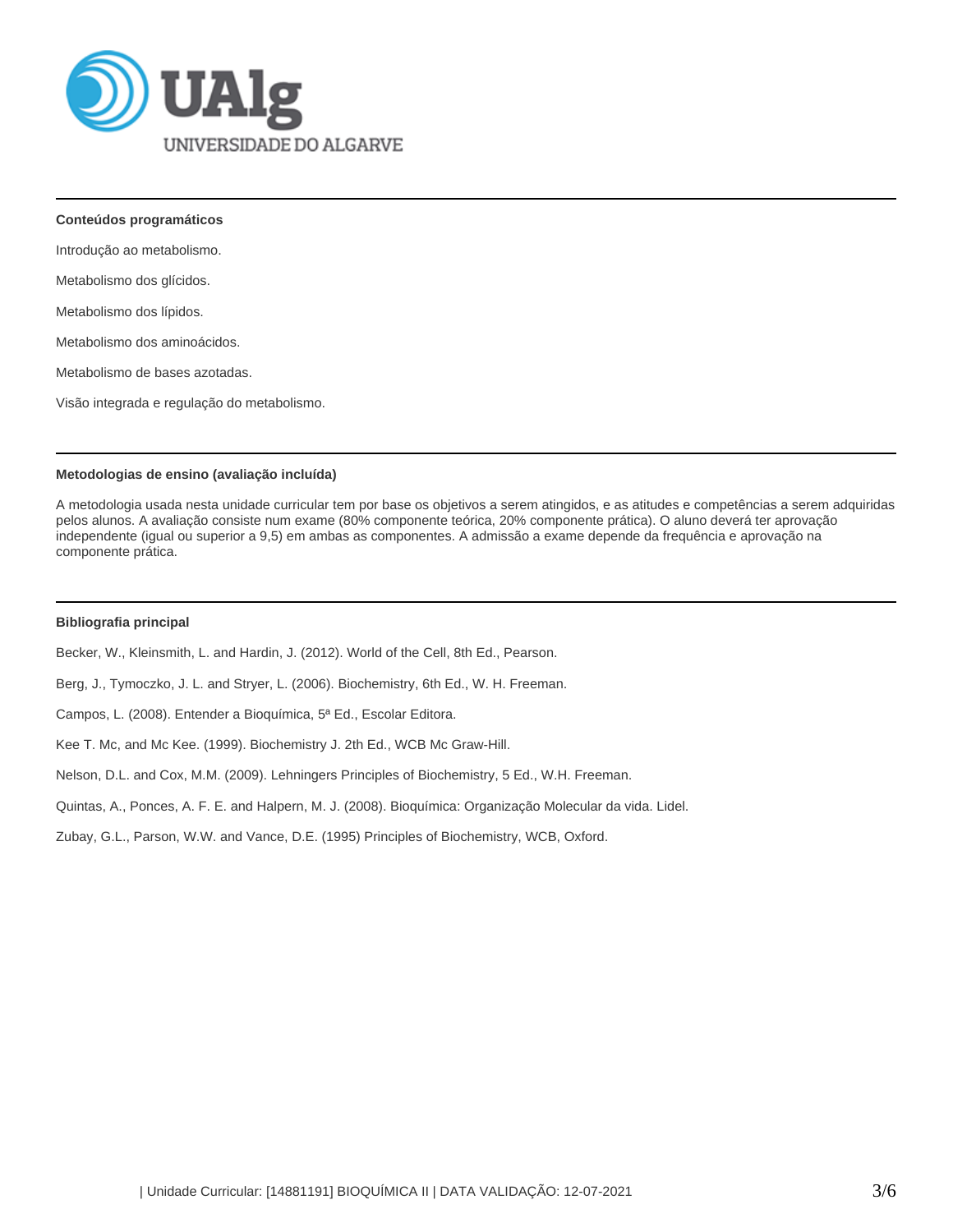### Conteúdos programáticos

Introdução ao metabolismo.

Metabolismo dos glícidos.

Metabolismo dos lípidos.

Metabolismo dos aminoácidos.

Metabolismo de bases azotadas.

Visão integrada e regulação do metabolismo.

### Metodologias de ensino (avaliação incluída)

A metodologia usada nesta unidade curricular tem por base os objetivos a serem atingidos, e as atitudes e competências a serem adquiridas pelos alunos. A avaliação consiste num exame (80% componente teórica, 20% componente prática). O aluno deverá ter aprovação independente (igual ou superior a 9,5) em ambas as componentes. A admissão a exame depende da frequência e aprovação na componente prática.

### Bibliografia principal

Becker, W., Kleinsmith, L. and Hardin, J. (2012). World of the Cell, 8th Ed., Pearson.

Berg, J., Tymoczko, J. L. and Stryer, L. (2006). Biochemistry, 6th Ed., W. H. Freeman.

Campos, L. (2008). Entender a Bioquímica, 5ª Ed., Escolar Editora.

Kee T. Mc, and Mc Kee. (1999). Biochemistry J. 2th Ed., WCB Mc Graw-Hill.

Nelson, D.L. and Cox, M.M. (2009). Lehningers Principles of Biochemistry, 5 Ed., W.H. Freeman.

Quintas, A., Ponces, A. F. E. and Halpern, M. J. (2008). Bioquímica: Organização Molecular da vida. Lidel.

Zubay, G.L., Parson, W.W. and Vance, D.E. (1995) Principles of Biochemistry, WCB, Oxford.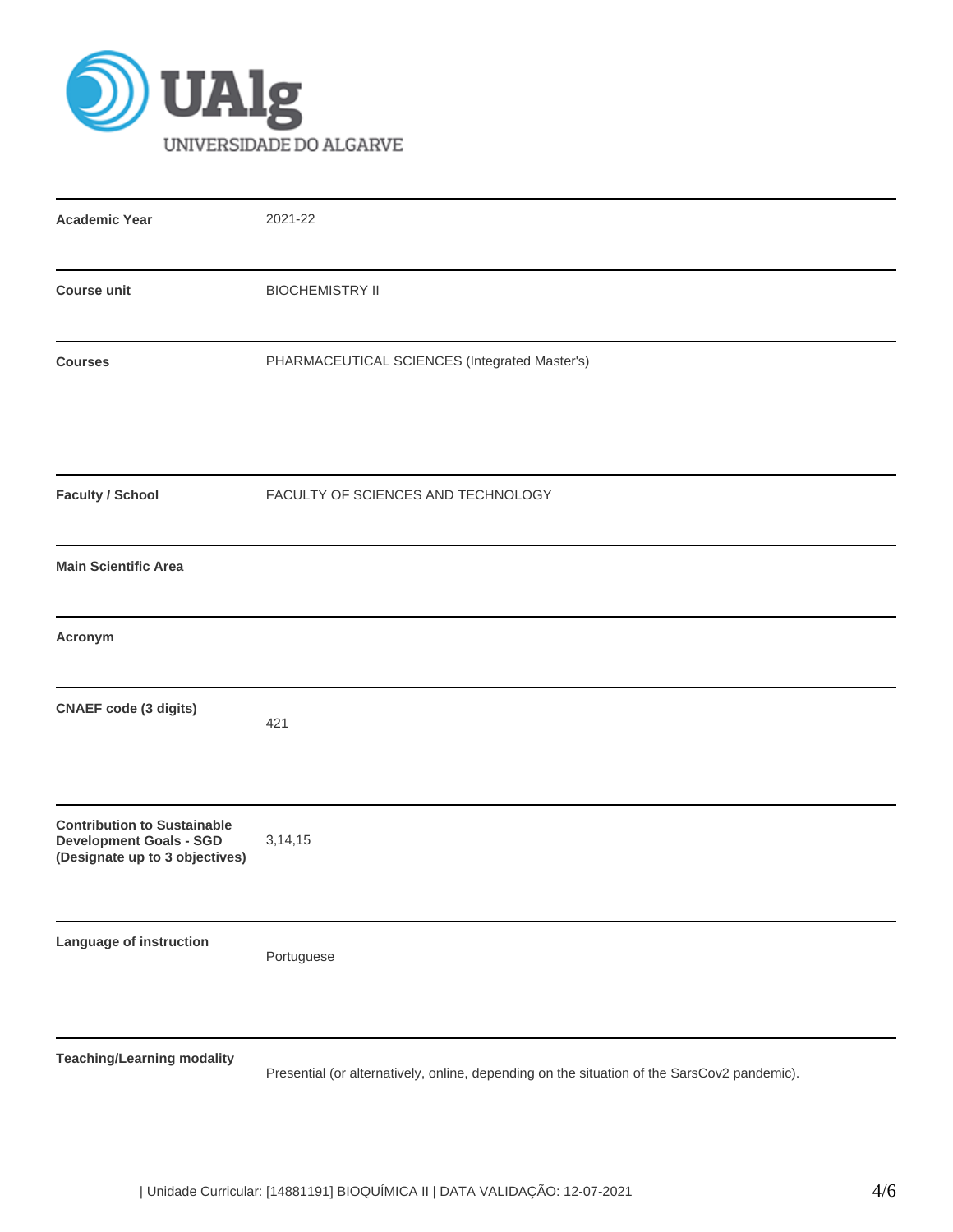| | |
|---|---|
| **Academic Year** | 2021-22 |
| **Course unit** | BIOCHEMISTRY II |
| **Courses** | PHARMACEUTICAL SCIENCES (Integrated Master's) |
| **Faculty / School** | FACULTY OF SCIENCES AND TECHNOLOGY |
| **Main Scientific Area** | |
| **Acronym** | |
| **CNAEF code (3 digits)** | 421 |
| **Contribution to Sustainable Development Goals - SGD (Designate up to 3 objectives)** | 3,14,15 |
| **Language of instruction** | Portuguese |
| **Teaching/Learning modality** | Presential (or alternatively, online, depending on the situation of the SarsCov2 pandemic). |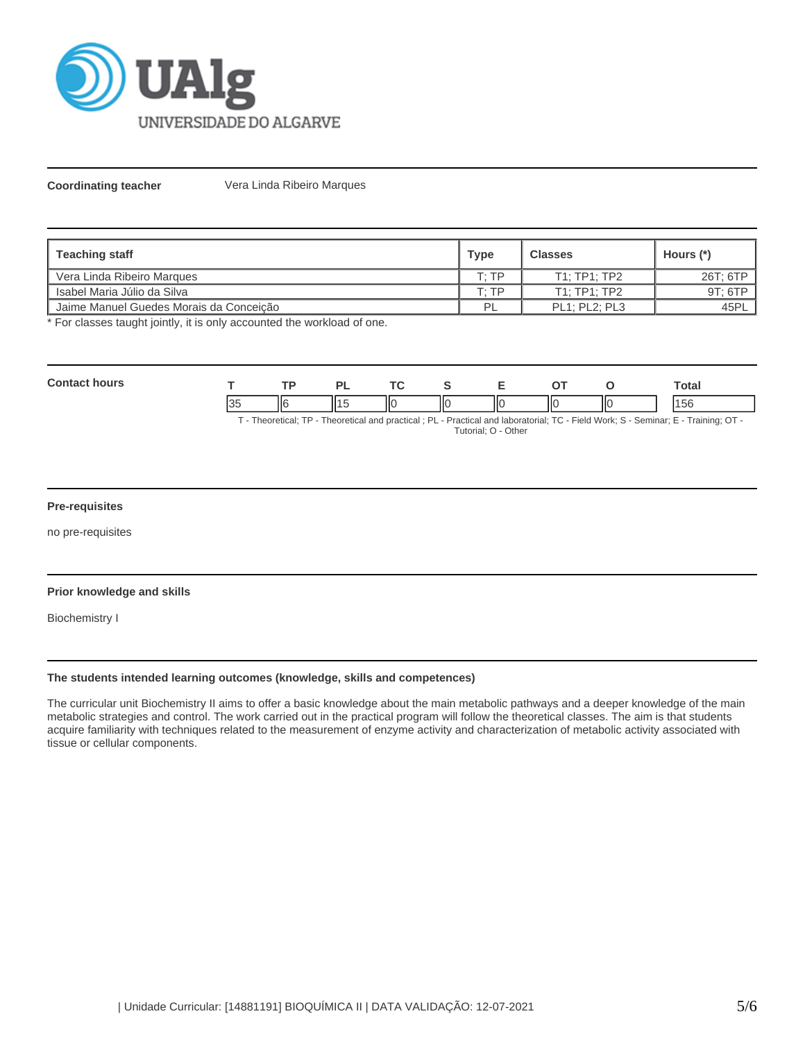**Coordinating teacher** Vera Linda Ribeiro Marques

| Teaching staff | Type | Classes | Hours (*) |
|---|---|---|---|
| Vera Linda Ribeiro Marques | T; TP | T1; TP1; TP2 | 26T; 6TP |
| Isabel Maria Júlio da Silva | T; TP | T1; TP1; TP2 | 9T; 6TP |
| Jaime Manuel Guedes Morais da Conceição | PL | PL1; PL2; PL3 | 45PL |

* For classes taught jointly, it is only accounted the workload of one.

**Contact hours**

| T | TP | PL | TC | S | E | OT | O | Total |
|---|---|---|---|---|---|---|---|---|
| 35 | 6 | 15 | 0 | 0 | 0 | 0 | 0 | 156 |

T - Theoretical; TP - Theoretical and practical ; PL - Practical and laboratorial; TC - Field Work; S - Seminar; E - Training; OT - Tutorial; O - Other

**Pre-requisites**

no pre-requisites

**Prior knowledge and skills**

Biochemistry I

**The students intended learning outcomes (knowledge, skills and competences)**

The curricular unit Biochemistry II aims to offer a basic knowledge about the main metabolic pathways and a deeper knowledge of the main metabolic strategies and control. The work carried out in the practical program will follow the theoretical classes. The aim is that students acquire familiarity with techniques related to the measurement of enzyme activity and characterization of metabolic activity associated with tissue or cellular components.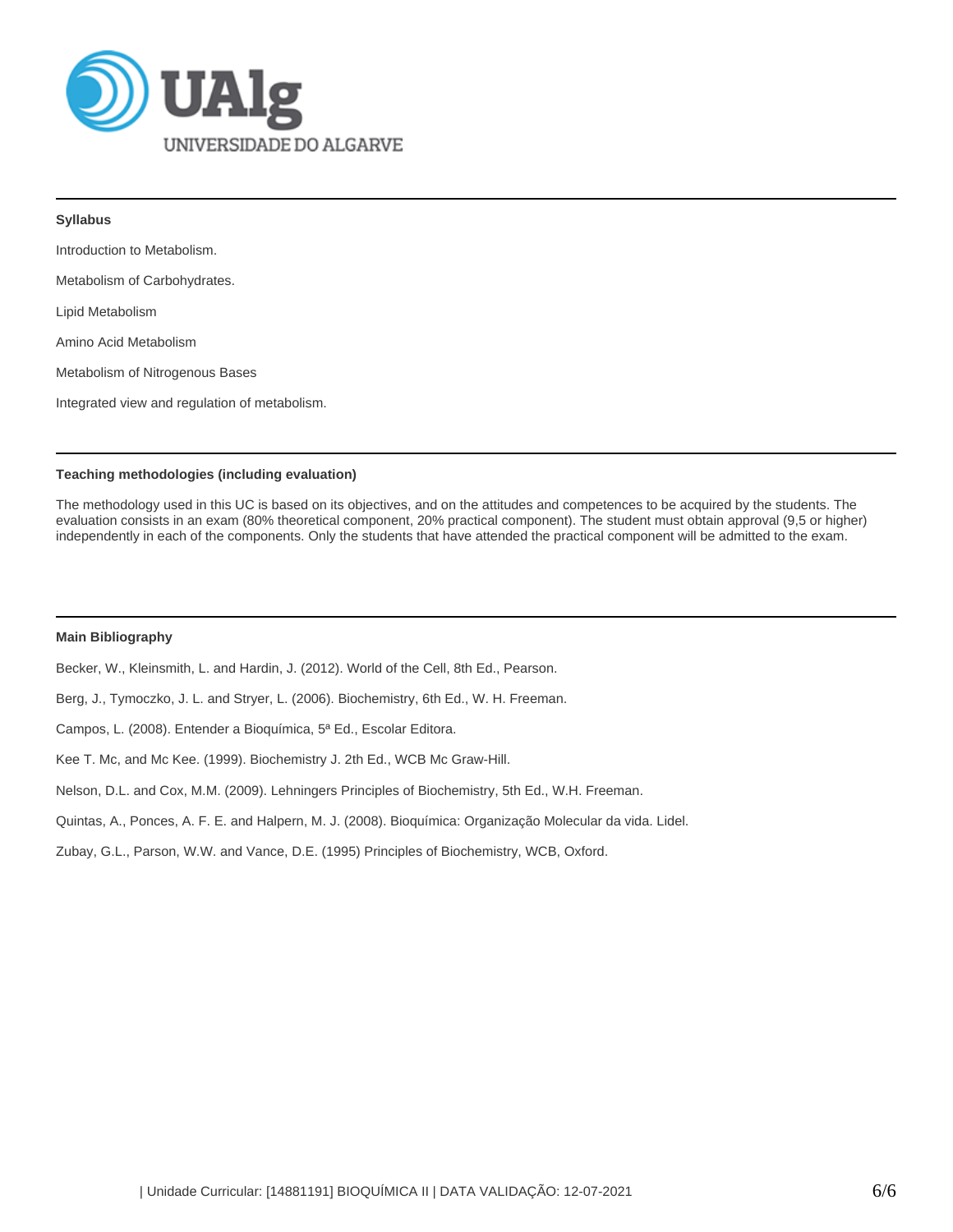### Syllabus

Introduction to Metabolism.

Metabolism of Carbohydrates.

Lipid Metabolism

Amino Acid Metabolism

Metabolism of Nitrogenous Bases

Integrated view and regulation of metabolism.

### Teaching methodologies (including evaluation)

The methodology used in this UC is based on its objectives, and on the attitudes and competences to be acquired by the students. The evaluation consists in an exam (80% theoretical component, 20% practical component). The student must obtain approval (9,5 or higher) independently in each of the components. Only the students that have attended the practical component will be admitted to the exam.

### Main Bibliography

Becker, W., Kleinsmith, L. and Hardin, J. (2012). World of the Cell, 8th Ed., Pearson.

Berg, J., Tymoczko, J. L. and Stryer, L. (2006). Biochemistry, 6th Ed., W. H. Freeman.

Campos, L. (2008). Entender a Bioquímica, 5ª Ed., Escolar Editora.

Kee T. Mc, and Mc Kee. (1999). Biochemistry J. 2th Ed., WCB Mc Graw-Hill.

Nelson, D.L. and Cox, M.M. (2009). Lehningers Principles of Biochemistry, 5th Ed., W.H. Freeman.

Quintas, A., Ponces, A. F. E. and Halpern, M. J. (2008). Bioquímica: Organização Molecular da vida. Lidel.

Zubay, G.L., Parson, W.W. and Vance, D.E. (1995) Principles of Biochemistry, WCB, Oxford.